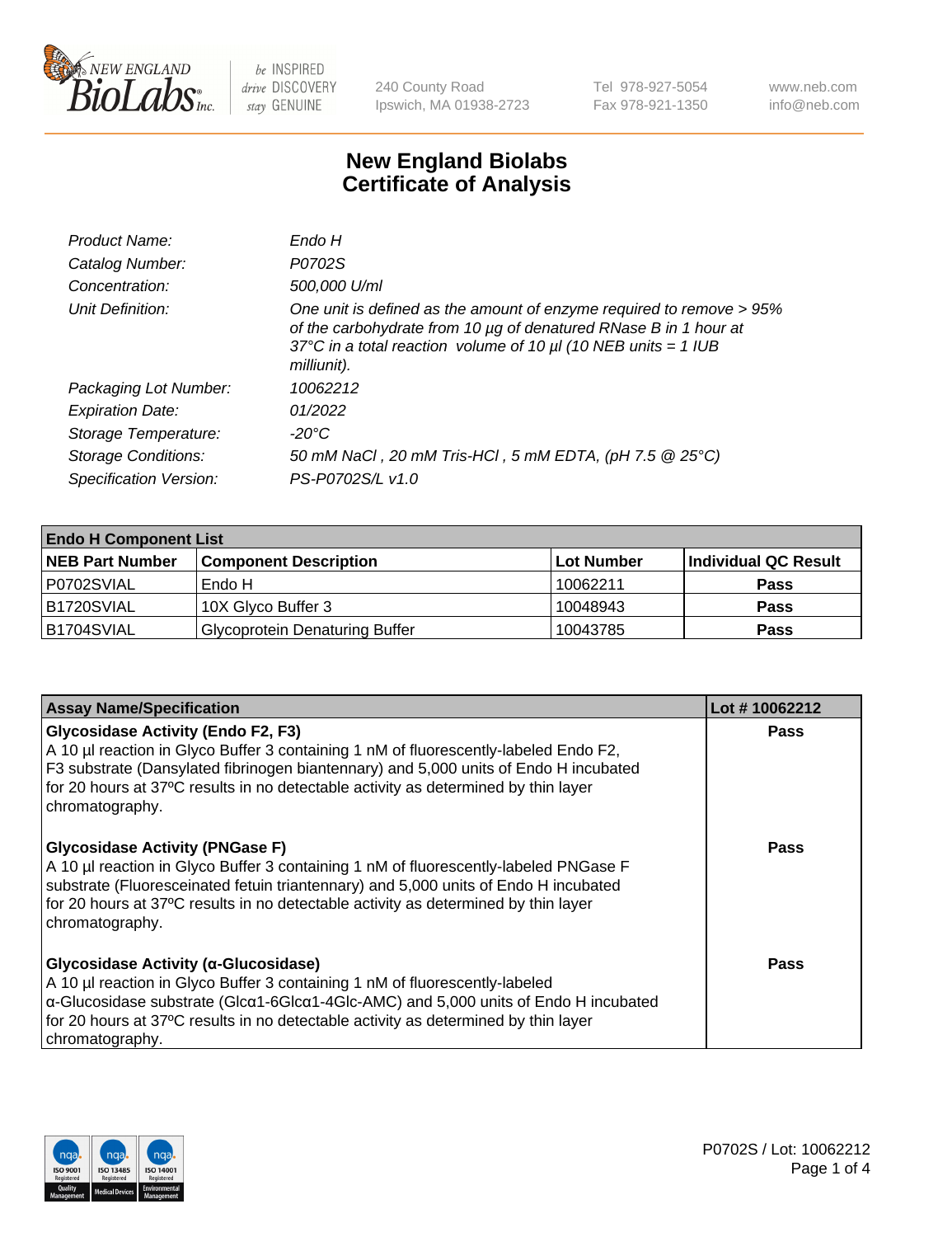NEW ENGLAND BioLabs Inc. — be INSPIRED drive DISCOVERY stay GENUINE

240 County Road
Ipswich, MA 01938-2723

Tel 978-927-5054
Fax 978-921-1350

www.neb.com
info@neb.com

# New England Biolabs
# Certificate of Analysis

| | |
|---|---|
| *Product Name:* | *Endo H* |
| *Catalog Number:* | *P0702S* |
| *Concentration:* | *500,000 U/ml* |
| *Unit Definition:* | *One unit is defined as the amount of enzyme required to remove > 95% of the carbohydrate from 10 µg of denatured RNase B in 1 hour at 37°C in a total reaction volume of 10 µl (10 NEB units = 1 IUB milliunit).* |
| *Packaging Lot Number:* | *10062212* |
| *Expiration Date:* | *01/2022* |
| *Storage Temperature:* | *-20°C* |
| *Storage Conditions:* | *50 mM NaCl , 20 mM Tris-HCl , 5 mM EDTA, (pH 7.5 @ 25°C)* |
| *Specification Version:* | *PS-P0702S/L v1.0* |

| **Endo H Component List** | | | |
|---|---|---|---|
| **NEB Part Number** | **Component Description** | **Lot Number** | **Individual QC Result** |
| P0702SVIAL | Endo H | 10062211 | **Pass** |
| B1720SVIAL | 10X Glyco Buffer 3 | 10048943 | **Pass** |
| B1704SVIAL | Glycoprotein Denaturing Buffer | 10043785 | **Pass** |

| **Assay Name/Specification** | **Lot # 10062212** |
|---|---|
| **Glycosidase Activity (Endo F2, F3)** A 10 µl reaction in Glyco Buffer 3 containing 1 nM of fluorescently-labeled Endo F2, F3 substrate (Dansylated fibrinogen biantennary) and 5,000 units of Endo H incubated for 20 hours at 37ºC results in no detectable activity as determined by thin layer chromatography. | **Pass** |
| **Glycosidase Activity (PNGase F)** A 10 µl reaction in Glyco Buffer 3 containing 1 nM of fluorescently-labeled PNGase F substrate (Fluoresceinated fetuin triantennary) and 5,000 units of Endo H incubated for 20 hours at 37ºC results in no detectable activity as determined by thin layer chromatography. | **Pass** |
| **Glycosidase Activity (α-Glucosidase)** A 10 µl reaction in Glyco Buffer 3 containing 1 nM of fluorescently-labeled α-Glucosidase substrate (Glcα1-6Glcα1-4Glc-AMC) and 5,000 units of Endo H incubated for 20 hours at 37ºC results in no detectable activity as determined by thin layer chromatography. | **Pass** |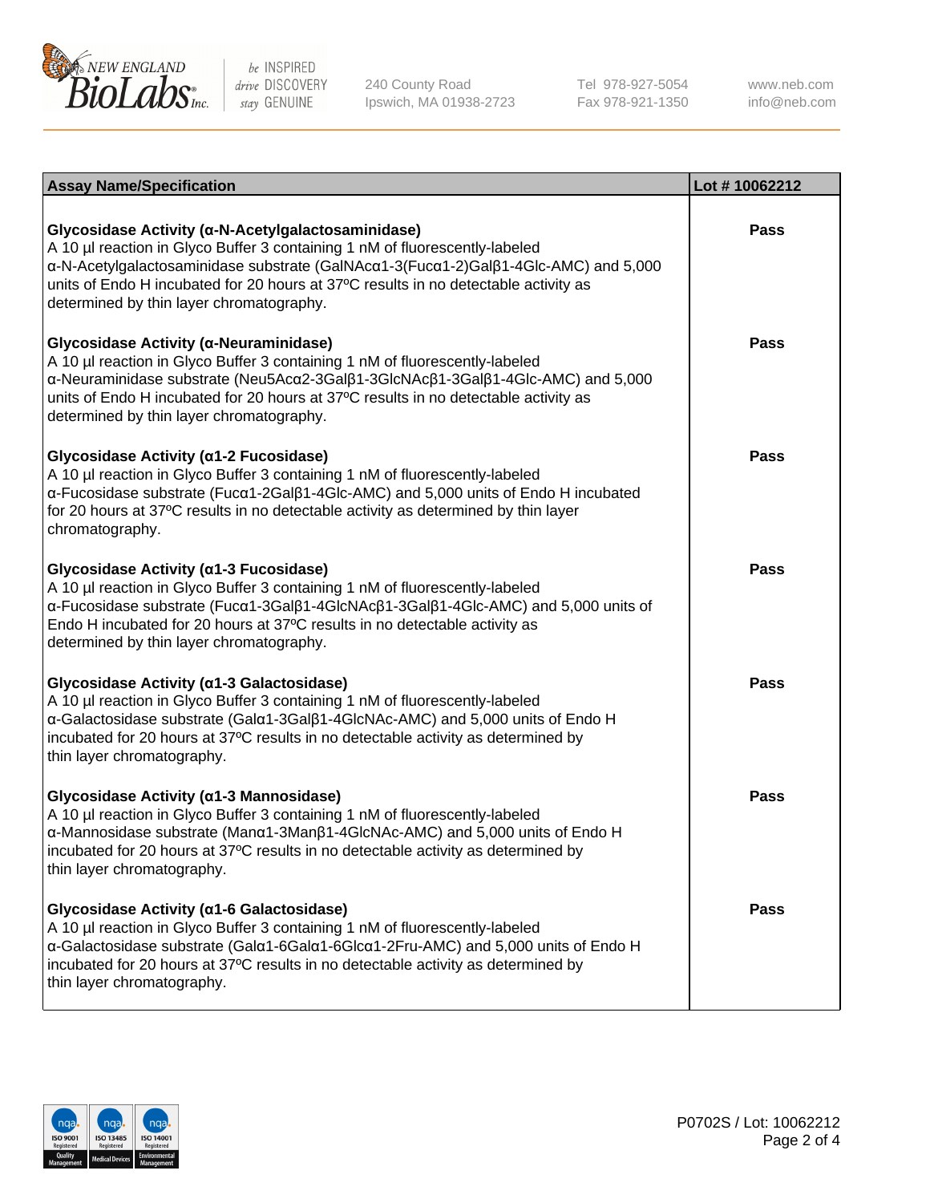| Assay Name/Specification | Lot # 10062212 |
| --- | --- |
| **Glycosidase Activity (α-N-Acetylgalactosaminidase)**<br>A 10 µl reaction in Glyco Buffer 3 containing 1 nM of fluorescently-labeled α-N-Acetylgalactosaminidase substrate (GalNAcα1-3(Fucα1-2)Galβ1-4Glc-AMC) and 5,000 units of Endo H incubated for 20 hours at 37ºC results in no detectable activity as determined by thin layer chromatography. | Pass |
| **Glycosidase Activity (α-Neuraminidase)**<br>A 10 µl reaction in Glyco Buffer 3 containing 1 nM of fluorescently-labeled α-Neuraminidase substrate (Neu5Acα2-3Galβ1-3GlcNAcβ1-3Galβ1-4Glc-AMC) and 5,000 units of Endo H incubated for 20 hours at 37ºC results in no detectable activity as determined by thin layer chromatography. | Pass |
| **Glycosidase Activity (α1-2 Fucosidase)**<br>A 10 µl reaction in Glyco Buffer 3 containing 1 nM of fluorescently-labeled α-Fucosidase substrate (Fucα1-2Galβ1-4Glc-AMC) and 5,000 units of Endo H incubated for 20 hours at 37ºC results in no detectable activity as determined by thin layer chromatography. | Pass |
| **Glycosidase Activity (α1-3 Fucosidase)**<br>A 10 µl reaction in Glyco Buffer 3 containing 1 nM of fluorescently-labeled α-Fucosidase substrate (Fucα1-3Galβ1-4GlcNAcβ1-3Galβ1-4Glc-AMC) and 5,000 units of Endo H incubated for 20 hours at 37ºC results in no detectable activity as determined by thin layer chromatography. | Pass |
| **Glycosidase Activity (α1-3 Galactosidase)**<br>A 10 µl reaction in Glyco Buffer 3 containing 1 nM of fluorescently-labeled α-Galactosidase substrate (Galα1-3Galβ1-4GlcNAc-AMC) and 5,000 units of Endo H incubated for 20 hours at 37ºC results in no detectable activity as determined by thin layer chromatography. | Pass |
| **Glycosidase Activity (α1-3 Mannosidase)**<br>A 10 µl reaction in Glyco Buffer 3 containing 1 nM of fluorescently-labeled α-Mannosidase substrate (Manα1-3Manβ1-4GlcNAc-AMC) and 5,000 units of Endo H incubated for 20 hours at 37ºC results in no detectable activity as determined by thin layer chromatography. | Pass |
| **Glycosidase Activity (α1-6 Galactosidase)**<br>A 10 µl reaction in Glyco Buffer 3 containing 1 nM of fluorescently-labeled α-Galactosidase substrate (Galα1-6Galα1-6Glcα1-2Fru-AMC) and 5,000 units of Endo H incubated for 20 hours at 37ºC results in no detectable activity as determined by thin layer chromatography. | Pass |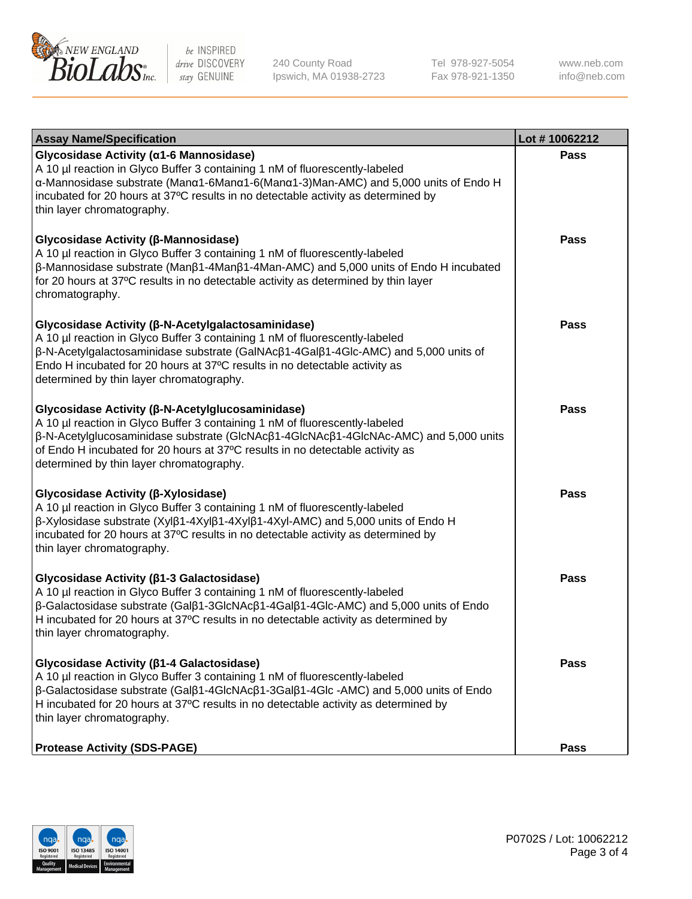| Assay Name/Specification | Lot # 10062212 |
| --- | --- |
| **Glycosidase Activity (α1-6 Mannosidase)**<br>A 10 µl reaction in Glyco Buffer 3 containing 1 nM of fluorescently-labeled α-Mannosidase substrate (Manα1-6Manα1-6(Manα1-3)Man-AMC) and 5,000 units of Endo H incubated for 20 hours at 37ºC results in no detectable activity as determined by thin layer chromatography. | **Pass** |
| **Glycosidase Activity (β-Mannosidase)**<br>A 10 µl reaction in Glyco Buffer 3 containing 1 nM of fluorescently-labeled β-Mannosidase substrate (Manβ1-4Manβ1-4Man-AMC) and 5,000 units of Endo H incubated for 20 hours at 37ºC results in no detectable activity as determined by thin layer chromatography. | **Pass** |
| **Glycosidase Activity (β-N-Acetylgalactosaminidase)**<br>A 10 µl reaction in Glyco Buffer 3 containing 1 nM of fluorescently-labeled β-N-Acetylgalactosaminidase substrate (GalNAcβ1-4Galβ1-4Glc-AMC) and 5,000 units of Endo H incubated for 20 hours at 37ºC results in no detectable activity as determined by thin layer chromatography. | **Pass** |
| **Glycosidase Activity (β-N-Acetylglucosaminidase)**<br>A 10 µl reaction in Glyco Buffer 3 containing 1 nM of fluorescently-labeled β-N-Acetylglucosaminidase substrate (GlcNAcβ1-4GlcNAcβ1-4GlcNAc-AMC) and 5,000 units of Endo H incubated for 20 hours at 37ºC results in no detectable activity as determined by thin layer chromatography. | **Pass** |
| **Glycosidase Activity (β-Xylosidase)**<br>A 10 µl reaction in Glyco Buffer 3 containing 1 nM of fluorescently-labeled β-Xylosidase substrate (Xylβ1-4Xylβ1-4Xylβ1-4Xyl-AMC) and 5,000 units of Endo H incubated for 20 hours at 37ºC results in no detectable activity as determined by thin layer chromatography. | **Pass** |
| **Glycosidase Activity (β1-3 Galactosidase)**<br>A 10 µl reaction in Glyco Buffer 3 containing 1 nM of fluorescently-labeled β-Galactosidase substrate (Galβ1-3GlcNAcβ1-4Galβ1-4Glc-AMC) and 5,000 units of Endo H incubated for 20 hours at 37ºC results in no detectable activity as determined by thin layer chromatography. | **Pass** |
| **Glycosidase Activity (β1-4 Galactosidase)**<br>A 10 µl reaction in Glyco Buffer 3 containing 1 nM of fluorescently-labeled β-Galactosidase substrate (Galβ1-4GlcNAcβ1-3Galβ1-4Glc -AMC) and 5,000 units of Endo H incubated for 20 hours at 37ºC results in no detectable activity as determined by thin layer chromatography. | **Pass** |
| **Protease Activity (SDS-PAGE)** | **Pass** |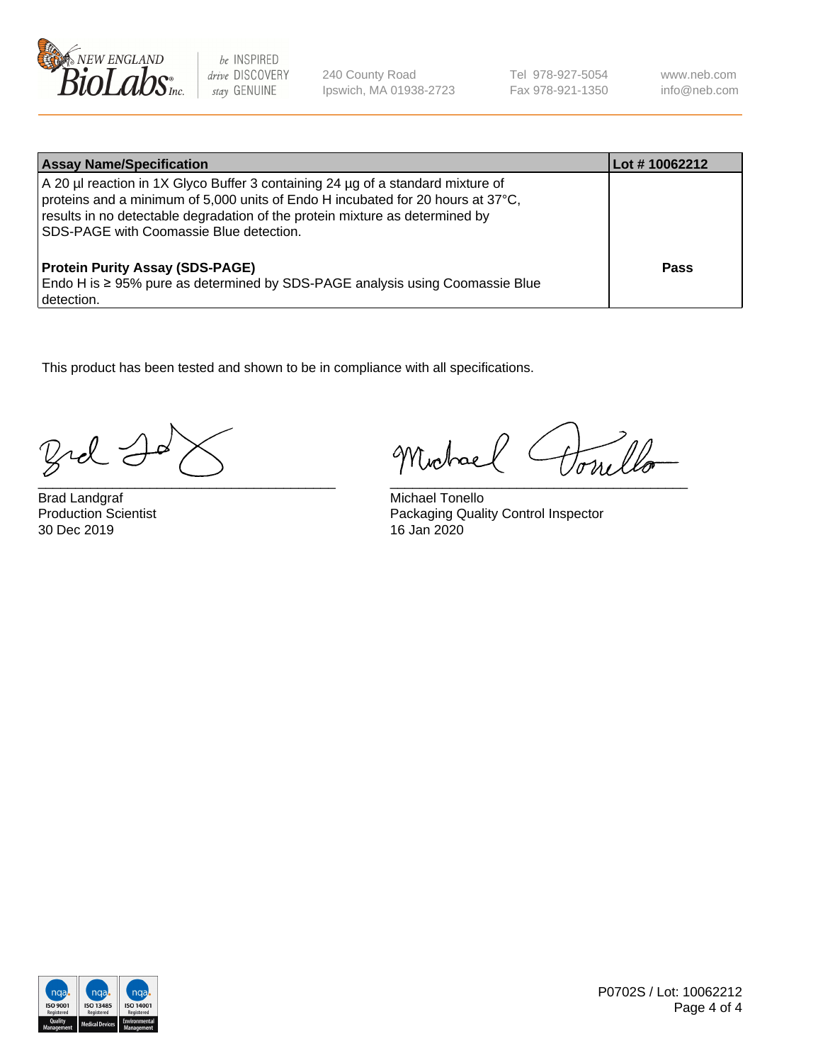| Assay Name/Specification | Lot # 10062212 |
| --- | --- |
| A 20 µl reaction in 1X Glyco Buffer 3 containing 24 µg of a standard mixture of proteins and a minimum of 5,000 units of Endo H incubated for 20 hours at 37°C, results in no detectable degradation of the protein mixture as determined by SDS-PAGE with Coomassie Blue detection. | |
| **Protein Purity Assay (SDS-PAGE)** Endo H is ≥ 95% pure as determined by SDS-PAGE analysis using Coomassie Blue detection. | **Pass** |

This product has been tested and shown to be in compliance with all specifications.

Brad Landgraf
Production Scientist
30 Dec 2019

Michael Tonello
Packaging Quality Control Inspector
16 Jan 2020

P0702S / Lot: 10062212